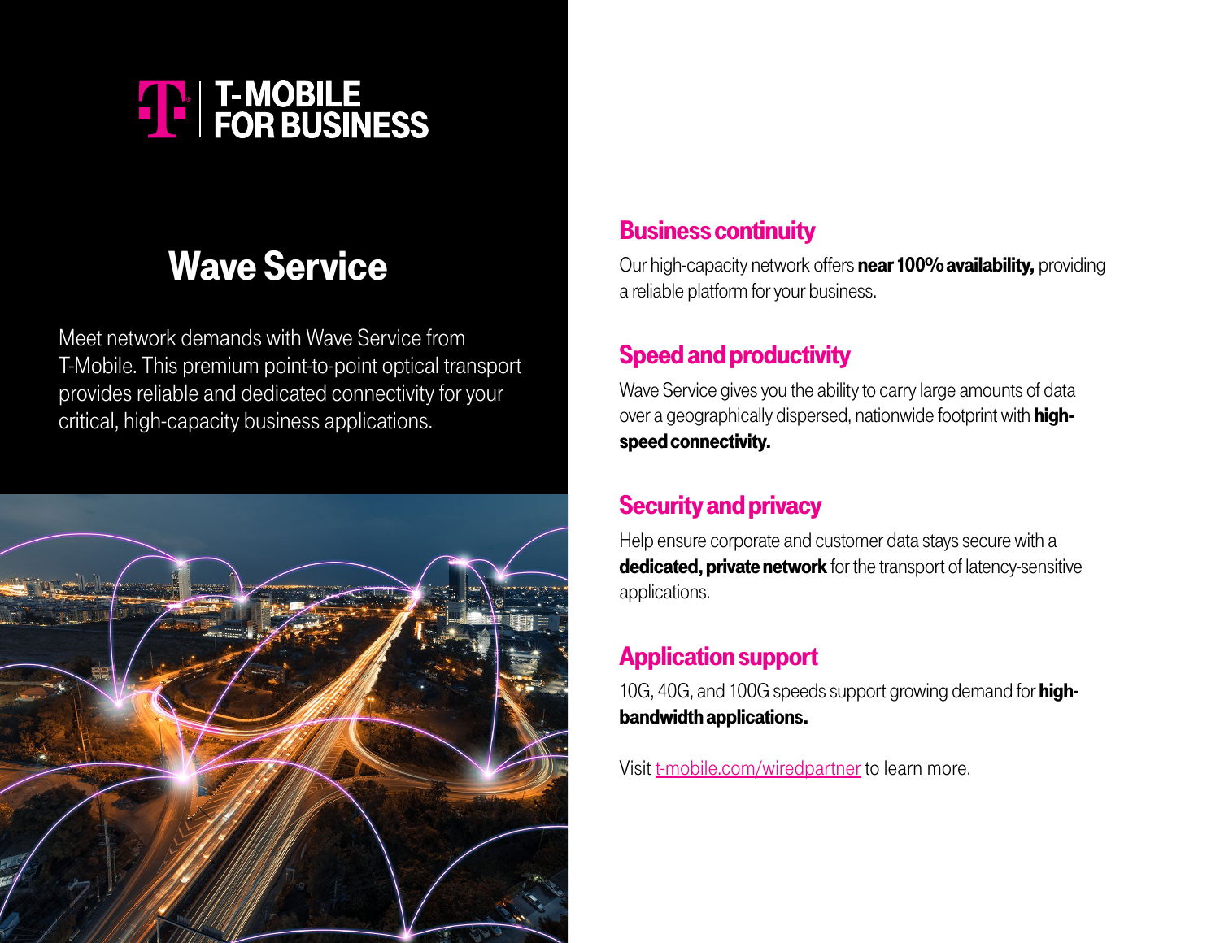T-MOBILE FOR BUSINESS

# Wave Service

Meet network demands with Wave Service from T-Mobile. This premium point-to-point optical transport provides reliable and dedicated connectivity for your critical, high-capacity business applications.

## Business continuity

Our high-capacity network offers **near 100% availability,** providing a reliable platform for your business.

## Speed and productivity

Wave Service gives you the ability to carry large amounts of data over a geographically dispersed, nationwide footprint with **high-speed connectivity.**

## Security and privacy

Help ensure corporate and customer data stays secure with a **dedicated, private network** for the transport of latency-sensitive applications.

## Application support

10G, 40G, and 100G speeds support growing demand for **high-bandwidth applications.**

Visit t-mobile.com/wiredpartner to learn more.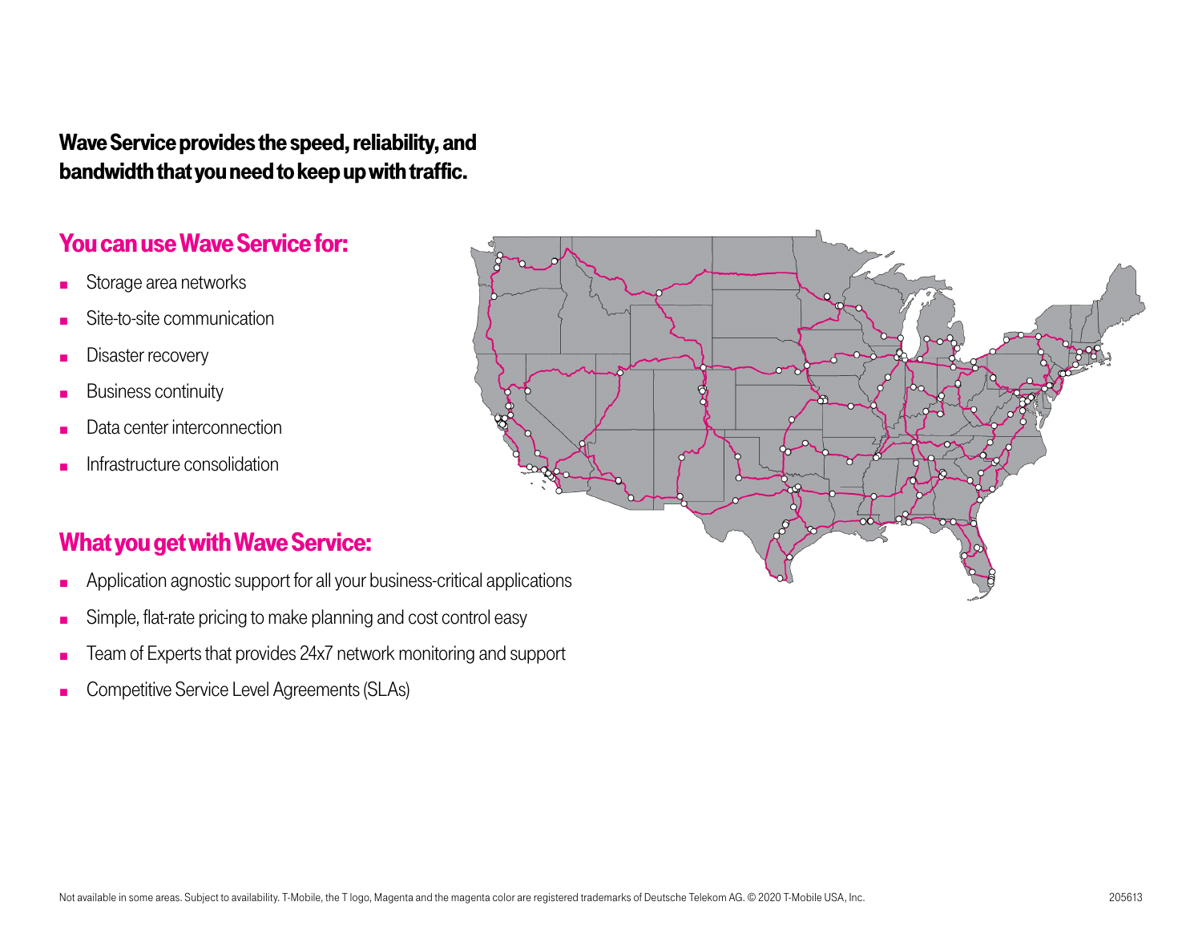**Wave Service provides the speed, reliability, and bandwidth that you need to keep up with traffic.**

## You can use Wave Service for:

- Storage area networks
- Site-to-site communication
- Disaster recovery
- Business continuity
- Data center interconnection
- Infrastructure consolidation

## What you get with Wave Service:

- Application agnostic support for all your business-critical applications
- Simple, flat-rate pricing to make planning and cost control easy
- Team of Experts that provides 24x7 network monitoring and support
- Competitive Service Level Agreements (SLAs)

Not available in some areas. Subject to availability. T-Mobile, the T logo, Magenta and the magenta color are registered trademarks of Deutsche Telekom AG. © 2020 T-Mobile USA, Inc.

205613